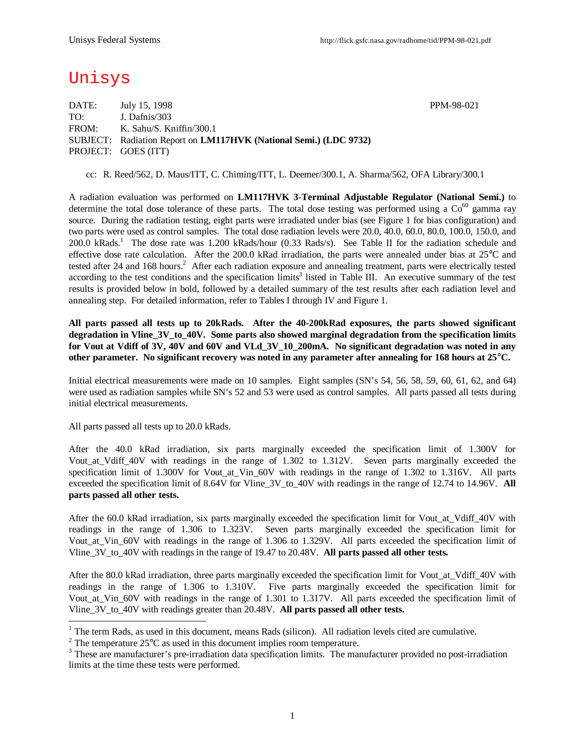# Unisys

DATE: July 15, 1998 PPM-98-021
TO: J. Dafnis/303
FROM: K. Sahu/S. Kniffin/300.1
SUBJECT: Radiation Report on **LM117HVK (National Semi.) (LDC 9732)**
PROJECT: GOES (ITT)

cc: R. Reed/562, D. Maus/ITT, C. Chiming/ITT, L. Deemer/300.1, A. Sharma/562, OFA Library/300.1

A radiation evaluation was performed on **LM117HVK 3-Terminal Adjustable Regulator (National Semi.)** to determine the total dose tolerance of these parts. The total dose testing was performed using a $Co^{60}$ gamma ray source. During the radiation testing, eight parts were irradiated under bias (see Figure 1 for bias configuration) and two parts were used as control samples. The total dose radiation levels were 20.0, 40.0, 60.0, 80.0, 100.0, 150.0, and 200.0 kRads.[1] The dose rate was 1.200 kRads/hour (0.33 Rads/s). See Table II for the radiation schedule and effective dose rate calculation. After the 200.0 kRad irradiation, the parts were annealed under bias at 25°C and tested after 24 and 168 hours.[2] After each radiation exposure and annealing treatment, parts were electrically tested according to the test conditions and the specification limits[3] listed in Table III. An executive summary of the test results is provided below in bold, followed by a detailed summary of the test results after each radiation level and annealing step. For detailed information, refer to Tables I through IV and Figure 1.

**All parts passed all tests up to 20kRads. After the 40-200kRad exposures, the parts showed significant degradation in Vline_3V_to_40V. Some parts also showed marginal degradation from the specification limits for Vout at Vdiff of 3V, 40V and 60V and VLd_3V_10_200mA. No significant degradation was noted in any other parameter. No significant recovery was noted in any parameter after annealing for 168 hours at 25°C.**

Initial electrical measurements were made on 10 samples. Eight samples (SN's 54, 56, 58, 59, 60, 61, 62, and 64) were used as radiation samples while SN's 52 and 53 were used as control samples. All parts passed all tests during initial electrical measurements.

All parts passed all tests up to 20.0 kRads.

After the 40.0 kRad irradiation, six parts marginally exceeded the specification limit of 1.300V for Vout_at_Vdiff_40V with readings in the range of 1.302 to 1.312V. Seven parts marginally exceeded the specification limit of 1.300V for Vout_at_Vin_60V with readings in the range of 1.302 to 1.316V. All parts exceeded the specification limit of 8.64V for Vline_3V_to_40V with readings in the range of 12.74 to 14.96V. **All parts passed all other tests.**

After the 60.0 kRad irradiation, six parts marginally exceeded the specification limit for Vout_at_Vdiff_40V with readings in the range of 1.306 to 1.323V. Seven parts marginally exceeded the specification limit for Vout_at_Vin_60V with readings in the range of 1.306 to 1.329V. All parts exceeded the specification limit of Vline_3V_to_40V with readings in the range of 19.47 to 20.48V. **All parts passed all other tests.**

After the 80.0 kRad irradiation, three parts marginally exceeded the specification limit for Vout_at_Vdiff_40V with readings in the range of 1.306 to 1.310V. Five parts marginally exceeded the specification limit for Vout_at_Vin_60V with readings in the range of 1.301 to 1.317V. All parts exceeded the specification limit of Vline_3V_to_40V with readings greater than 20.48V. **All parts passed all other tests.**

---

[1] The term Rads, as used in this document, means Rads (silicon). All radiation levels cited are cumulative.

[2] The temperature 25°C as used in this document implies room temperature.

[3] These are manufacturer's pre-irradiation data specification limits. The manufacturer provided no post-irradiation limits at the time these tests were performed.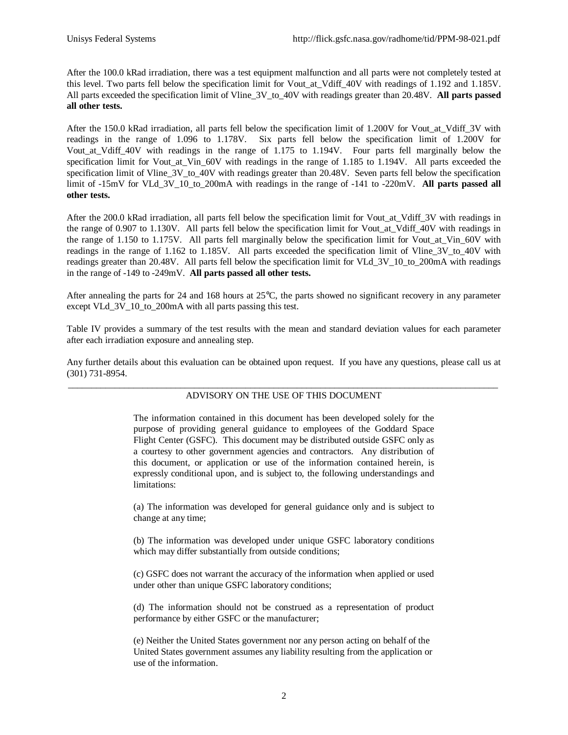After the 100.0 kRad irradiation, there was a test equipment malfunction and all parts were not completely tested at this level. Two parts fell below the specification limit for Vout_at_Vdiff_40V with readings of 1.192 and 1.185V. All parts exceeded the specification limit of Vline_3V_to_40V with readings greater than 20.48V. **All parts passed all other tests.**

After the 150.0 kRad irradiation, all parts fell below the specification limit of 1.200V for Vout_at_Vdiff_3V with readings in the range of 1.096 to 1.178V. Six parts fell below the specification limit of 1.200V for Vout_at_Vdiff_40V with readings in the range of 1.175 to 1.194V. Four parts fell marginally below the specification limit for Vout_at_Vin_60V with readings in the range of 1.185 to 1.194V. All parts exceeded the specification limit of Vline_3V_to_40V with readings greater than 20.48V. Seven parts fell below the specification limit of -15mV for VLd_3V_10_to_200mA with readings in the range of -141 to -220mV. **All parts passed all other tests.**

After the 200.0 kRad irradiation, all parts fell below the specification limit for Vout_at_Vdiff_3V with readings in the range of 0.907 to 1.130V. All parts fell below the specification limit for Vout_at_Vdiff_40V with readings in the range of 1.150 to 1.175V. All parts fell marginally below the specification limit for Vout_at_Vin_60V with readings in the range of 1.162 to 1.185V. All parts exceeded the specification limit of Vline_3V_to_40V with readings greater than 20.48V. All parts fell below the specification limit for VLd_3V_10_to_200mA with readings in the range of -149 to -249mV. **All parts passed all other tests.**

After annealing the parts for 24 and 168 hours at 25°C, the parts showed no significant recovery in any parameter except VLd_3V_10_to_200mA with all parts passing this test.

Table IV provides a summary of the test results with the mean and standard deviation values for each parameter after each irradiation exposure and annealing step.

Any further details about this evaluation can be obtained upon request. If you have any questions, please call us at (301) 731-8954.

---

ADVISORY ON THE USE OF THIS DOCUMENT

The information contained in this document has been developed solely for the purpose of providing general guidance to employees of the Goddard Space Flight Center (GSFC). This document may be distributed outside GSFC only as a courtesy to other government agencies and contractors. Any distribution of this document, or application or use of the information contained herein, is expressly conditional upon, and is subject to, the following understandings and limitations:

(a) The information was developed for general guidance only and is subject to change at any time;

(b) The information was developed under unique GSFC laboratory conditions which may differ substantially from outside conditions;

(c) GSFC does not warrant the accuracy of the information when applied or used under other than unique GSFC laboratory conditions;

(d) The information should not be construed as a representation of product performance by either GSFC or the manufacturer;

(e) Neither the United States government nor any person acting on behalf of the United States government assumes any liability resulting from the application or use of the information.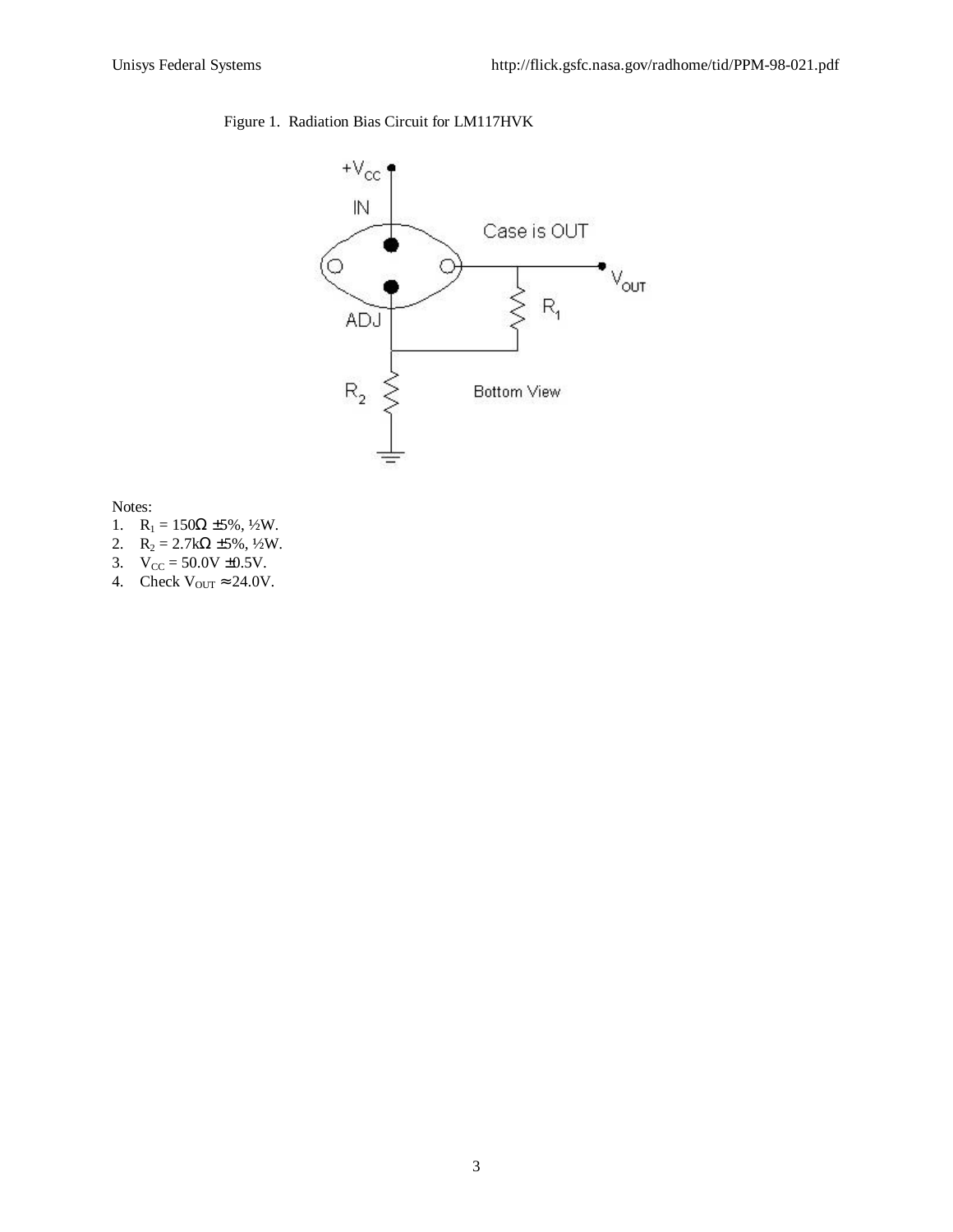Figure 1. Radiation Bias Circuit for LM117HVK

Notes:

1. $R_1$ = 150Ω ±5%, ½W.
2. $R_2$ = 2.7kΩ ±5%, ½W.
3. $V_{CC}$ = 50.0V ±0.5V.
4. Check $V_{OUT} \approx 24.0V$.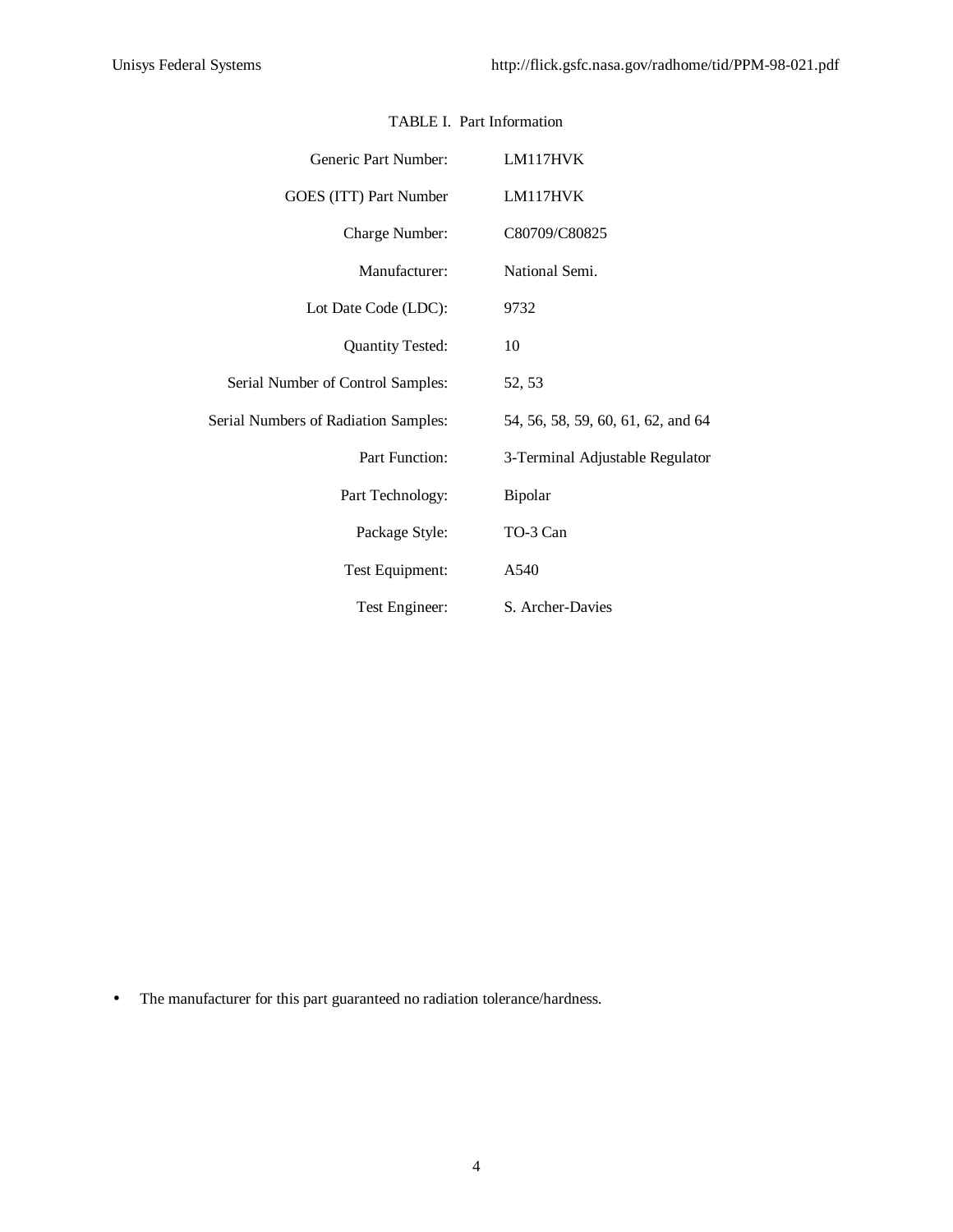TABLE I. Part Information

| | |
|---|---|
| Generic Part Number: | LM117HVK |
| GOES (ITT) Part Number | LM117HVK |
| Charge Number: | C80709/C80825 |
| Manufacturer: | National Semi. |
| Lot Date Code (LDC): | 9732 |
| Quantity Tested: | 10 |
| Serial Number of Control Samples: | 52, 53 |
| Serial Numbers of Radiation Samples: | 54, 56, 58, 59, 60, 61, 62, and 64 |
| Part Function: | 3-Terminal Adjustable Regulator |
| Part Technology: | Bipolar |
| Package Style: | TO-3 Can |
| Test Equipment: | A540 |
| Test Engineer: | S. Archer-Davies |

- The manufacturer for this part guaranteed no radiation tolerance/hardness.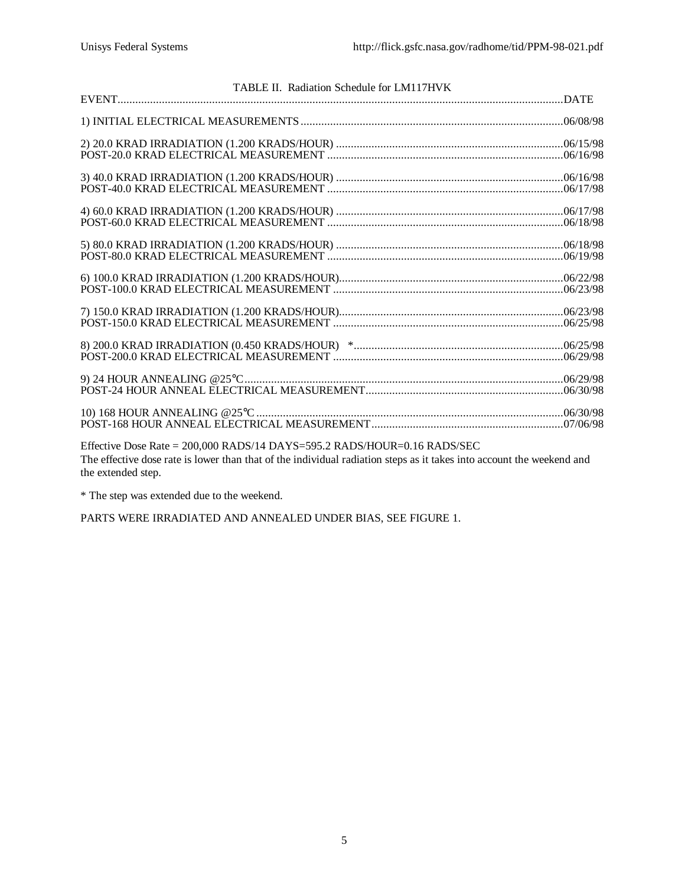TABLE II. Radiation Schedule for LM117HVK

| EVENT | DATE |
|---|---|
| 1) INITIAL ELECTRICAL MEASUREMENTS | 06/08/98 |
| 2) 20.0 KRAD IRRADIATION (1.200 KRADS/HOUR) | 06/15/98 |
| POST-20.0 KRAD ELECTRICAL MEASUREMENT | 06/16/98 |
| 3) 40.0 KRAD IRRADIATION (1.200 KRADS/HOUR) | 06/16/98 |
| POST-40.0 KRAD ELECTRICAL MEASUREMENT | 06/17/98 |
| 4) 60.0 KRAD IRRADIATION (1.200 KRADS/HOUR) | 06/17/98 |
| POST-60.0 KRAD ELECTRICAL MEASUREMENT | 06/18/98 |
| 5) 80.0 KRAD IRRADIATION (1.200 KRADS/HOUR) | 06/18/98 |
| POST-80.0 KRAD ELECTRICAL MEASUREMENT | 06/19/98 |
| 6) 100.0 KRAD IRRADIATION (1.200 KRADS/HOUR) | 06/22/98 |
| POST-100.0 KRAD ELECTRICAL MEASUREMENT | 06/23/98 |
| 7) 150.0 KRAD IRRADIATION (1.200 KRADS/HOUR) | 06/23/98 |
| POST-150.0 KRAD ELECTRICAL MEASUREMENT | 06/25/98 |
| 8) 200.0 KRAD IRRADIATION (0.450 KRADS/HOUR) * | 06/25/98 |
| POST-200.0 KRAD ELECTRICAL MEASUREMENT | 06/29/98 |
| 9) 24 HOUR ANNEALING @25°C | 06/29/98 |
| POST-24 HOUR ANNEAL ELECTRICAL MEASUREMENT | 06/30/98 |
| 10) 168 HOUR ANNEALING @25°C | 06/30/98 |
| POST-168 HOUR ANNEAL ELECTRICAL MEASUREMENT | 07/06/98 |

Effective Dose Rate = 200,000 RADS/14 DAYS=595.2 RADS/HOUR=0.16 RADS/SEC
The effective dose rate is lower than that of the individual radiation steps as it takes into account the weekend and the extended step.

* The step was extended due to the weekend.

PARTS WERE IRRADIATED AND ANNEALED UNDER BIAS, SEE FIGURE 1.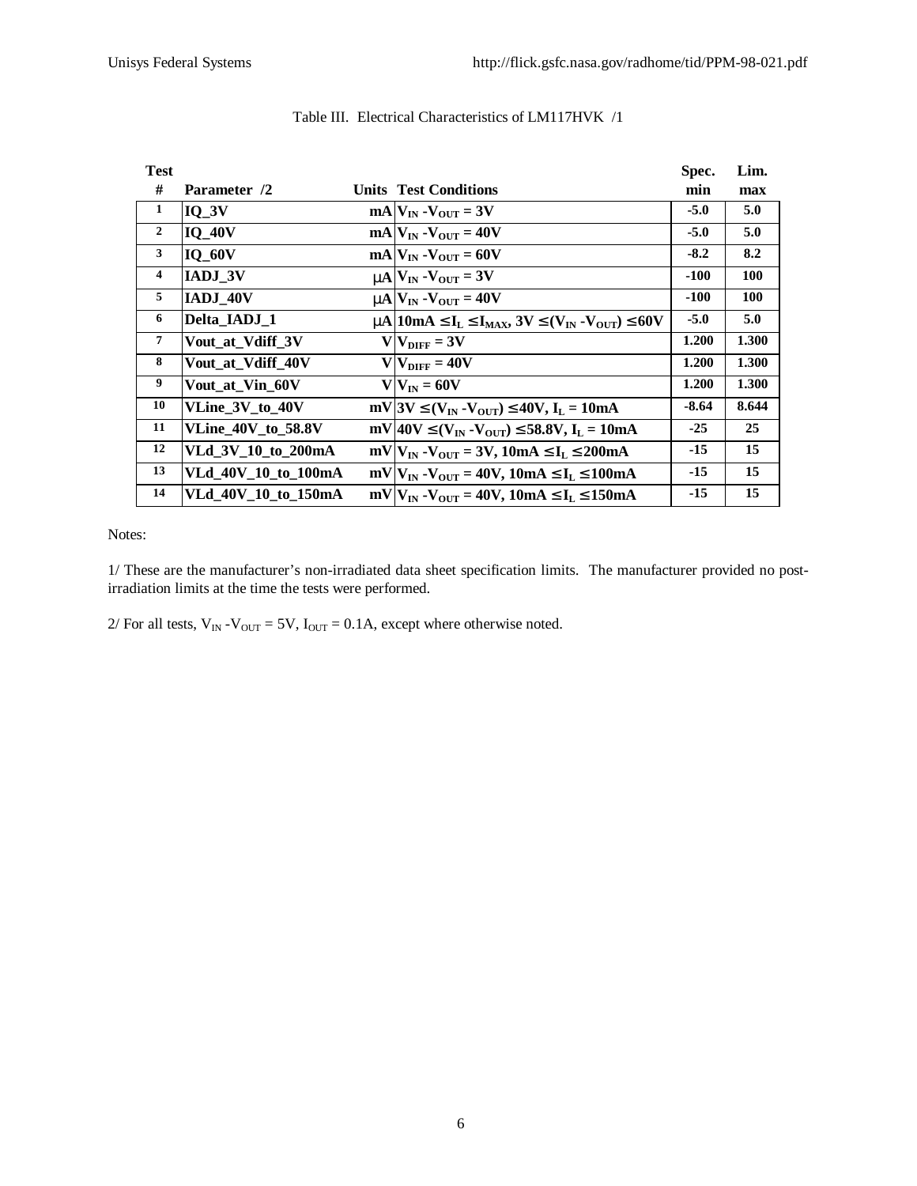Table III. Electrical Characteristics of LM117HVK /1

| Test # | Parameter /2 | Units | Test Conditions | Spec. min | Lim. max |
|---|---|---|---|---|---|
| 1 | IQ_3V | mA | $V_{IN} - V_{OUT} = 3V$ | -5.0 | 5.0 |
| 2 | IQ_40V | mA | $V_{IN} - V_{OUT} = 40V$ | -5.0 | 5.0 |
| 3 | IQ_60V | mA | $V_{IN} - V_{OUT} = 60V$ | -8.2 | 8.2 |
| 4 | IADJ_3V | μA | $V_{IN} - V_{OUT} = 3V$ | -100 | 100 |
| 5 | IADJ_40V | μA | $V_{IN} - V_{OUT} = 40V$ | -100 | 100 |
| 6 | Delta_IADJ_1 | μA | $10mA \le I_L \le I_{MAX}$, $3V \le (V_{IN} - V_{OUT}) \le 60V$ | -5.0 | 5.0 |
| 7 | Vout_at_Vdiff_3V | V | $V_{DIFF} = 3V$ | 1.200 | 1.300 |
| 8 | Vout_at_Vdiff_40V | V | $V_{DIFF} = 40V$ | 1.200 | 1.300 |
| 9 | Vout_at_Vin_60V | V | $V_{IN} = 60V$ | 1.200 | 1.300 |
| 10 | VLine_3V_to_40V | mV | $3V \le (V_{IN} - V_{OUT}) \le 40V$, $I_L = 10mA$ | -8.64 | 8.644 |
| 11 | VLine_40V_to_58.8V | mV | $40V \le (V_{IN} - V_{OUT}) \le 58.8V$, $I_L = 10mA$ | -25 | 25 |
| 12 | VLd_3V_10_to_200mA | mV | $V_{IN} - V_{OUT} = 3V$, $10mA \le I_L \le 200mA$ | -15 | 15 |
| 13 | VLd_40V_10_to_100mA | mV | $V_{IN} - V_{OUT} = 40V$, $10mA \le I_L \le 100mA$ | -15 | 15 |
| 14 | VLd_40V_10_to_150mA | mV | $V_{IN} - V_{OUT} = 40V$, $10mA \le I_L \le 150mA$ | -15 | 15 |

Notes:

1/ These are the manufacturer's non-irradiated data sheet specification limits. The manufacturer provided no post-irradiation limits at the time the tests were performed.

2/ For all tests, $V_{IN} - V_{OUT} = 5V$, $I_{OUT} = 0.1A$, except where otherwise noted.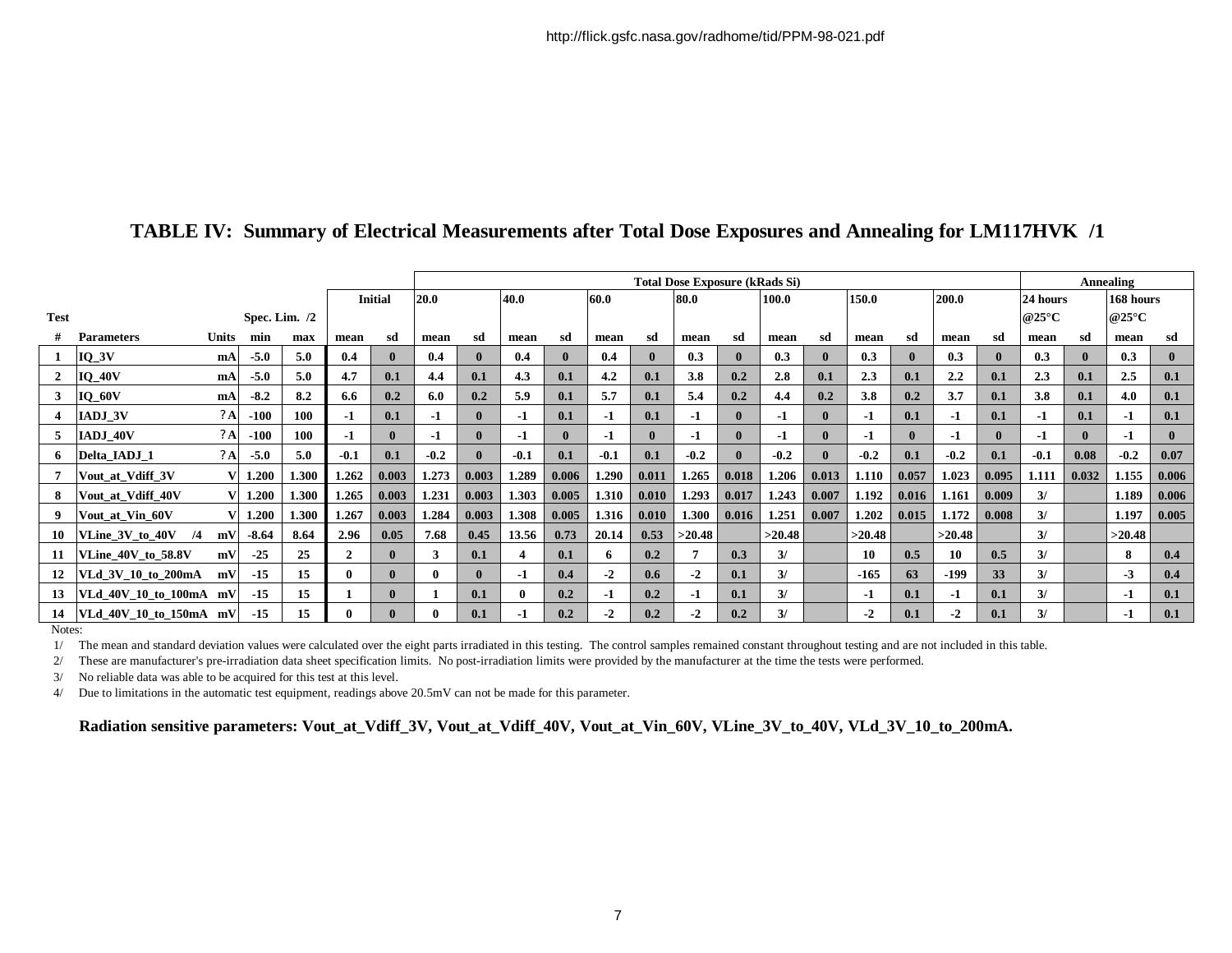http://flick.gsfc.nasa.gov/radhome/tid/PPM-98-021.pdf

## TABLE IV: Summary of Electrical Measurements after Total Dose Exposures and Annealing for LM117HVK /1

| | | | | | | | Total Dose Exposure (kRads Si) | | | | | | | | | | | | | | | | | | Annealing | | | |
|---|---|---|---|---|---|---|---|---|---|---|---|---|---|---|---|---|---|---|---|---|---|---|---|---|---|---|---|---|
| | | | | | Initial | | 20.0 | | 40.0 | | 60.0 | | 80.0 | | 100.0 | | 150.0 | | 200.0 | | 24 hours @25°C | | 168 hours @25°C | |
| Test # | Parameters | Units | Spec. Lim. /2 min | max | mean | sd | mean | sd | mean | sd | mean | sd | mean | sd | mean | sd | mean | sd | mean | sd | mean | sd | mean | sd |
| 1 | IQ_3V | mA | -5.0 | 5.0 | 0.4 | 0 | 0.4 | 0 | 0.4 | 0 | 0.4 | 0 | 0.3 | 0 | 0.3 | 0 | 0.3 | 0 | 0.3 | 0 | 0.3 | 0 | 0.3 | 0 |
| 2 | IQ_40V | mA | -5.0 | 5.0 | 4.7 | 0.1 | 4.4 | 0.1 | 4.3 | 0.1 | 4.2 | 0.1 | 3.8 | 0.2 | 2.8 | 0.1 | 2.3 | 0.1 | 2.2 | 0.1 | 2.3 | 0.1 | 2.5 | 0.1 |
| 3 | IQ_60V | mA | -8.2 | 8.2 | 6.6 | 0.2 | 6.0 | 0.2 | 5.9 | 0.1 | 5.7 | 0.1 | 5.4 | 0.2 | 4.4 | 0.2 | 3.8 | 0.2 | 3.7 | 0.1 | 3.8 | 0.1 | 4.0 | 0.1 |
| 4 | IADJ_3V | ? A | -100 | 100 | -1 | 0.1 | -1 | 0 | -1 | 0.1 | -1 | 0.1 | -1 | 0 | -1 | 0 | -1 | 0.1 | -1 | 0.1 | -1 | 0.1 | -1 | 0.1 |
| 5 | IADJ_40V | ? A | -100 | 100 | -1 | 0 | -1 | 0 | -1 | 0 | -1 | 0 | -1 | 0 | -1 | 0 | -1 | 0 | -1 | 0 | -1 | 0 | -1 | 0 |
| 6 | Delta_IADJ_1 | ? A | -5.0 | 5.0 | -0.1 | 0.1 | -0.2 | 0 | -0.1 | 0.1 | -0.1 | 0.1 | -0.2 | 0 | -0.2 | 0 | -0.2 | 0.1 | -0.2 | 0.1 | -0.1 | 0.08 | -0.2 | 0.07 |
| 7 | Vout_at_Vdiff_3V | V | 1.200 | 1.300 | 1.262 | 0.003 | 1.273 | 0.003 | 1.289 | 0.006 | 1.290 | 0.011 | 1.265 | 0.018 | 1.206 | 0.013 | 1.110 | 0.057 | 1.023 | 0.095 | 1.111 | 0.032 | 1.155 | 0.006 |
| 8 | Vout_at_Vdiff_40V | V | 1.200 | 1.300 | 1.265 | 0.003 | 1.231 | 0.003 | 1.303 | 0.005 | 1.310 | 0.010 | 1.293 | 0.017 | 1.243 | 0.007 | 1.192 | 0.016 | 1.161 | 0.009 | 3/ | | 1.189 | 0.006 |
| 9 | Vout_at_Vin_60V | V | 1.200 | 1.300 | 1.267 | 0.003 | 1.284 | 0.003 | 1.308 | 0.005 | 1.316 | 0.010 | 1.300 | 0.016 | 1.251 | 0.007 | 1.202 | 0.015 | 1.172 | 0.008 | 3/ | | 1.197 | 0.005 |
| 10 | VLine_3V_to_40V /4 | mV | -8.64 | 8.64 | 2.96 | 0.05 | 7.68 | 0.45 | 13.56 | 0.73 | 20.14 | 0.53 | >20.48 | | >20.48 | | >20.48 | | >20.48 | | 3/ | | >20.48 | |
| 11 | VLine_40V_to_58.8V | mV | -25 | 25 | 2 | 0 | 3 | 0.1 | 4 | 0.1 | 6 | 0.2 | 7 | 0.3 | 3/ | | 10 | 0.5 | 10 | 0.5 | 3/ | | 8 | 0.4 |
| 12 | VLd_3V_10_to_200mA | mV | -15 | 15 | 0 | 0 | 0 | 0 | -1 | 0.4 | -2 | 0.6 | -2 | 0.1 | 3/ | | -165 | 63 | -199 | 33 | 3/ | | -3 | 0.4 |
| 13 | VLd_40V_10_to_100mA | mV | -15 | 15 | 1 | 0 | 1 | 0.1 | 0 | 0.2 | -1 | 0.2 | -1 | 0.1 | 3/ | | -1 | 0.1 | -1 | 0.1 | 3/ | | -1 | 0.1 |
| 14 | VLd_40V_10_to_150mA | mV | -15 | 15 | 0 | 0 | 0 | 0.1 | -1 | 0.2 | -2 | 0.2 | -2 | 0.2 | 3/ | | -2 | 0.1 | -2 | 0.1 | 3/ | | -1 | 0.1 |

Notes:

1/ The mean and standard deviation values were calculated over the eight parts irradiated in this testing. The control samples remained constant throughout testing and are not included in this table.

2/ These are manufacturer's pre-irradiation data sheet specification limits. No post-irradiation limits were provided by the manufacturer at the time the tests were performed.

3/ No reliable data was able to be acquired for this test at this level.

4/ Due to limitations in the automatic test equipment, readings above 20.5mV can not be made for this parameter.

**Radiation sensitive parameters: Vout_at_Vdiff_3V, Vout_at_Vdiff_40V, Vout_at_Vin_60V, VLine_3V_to_40V, VLd_3V_10_to_200mA.**